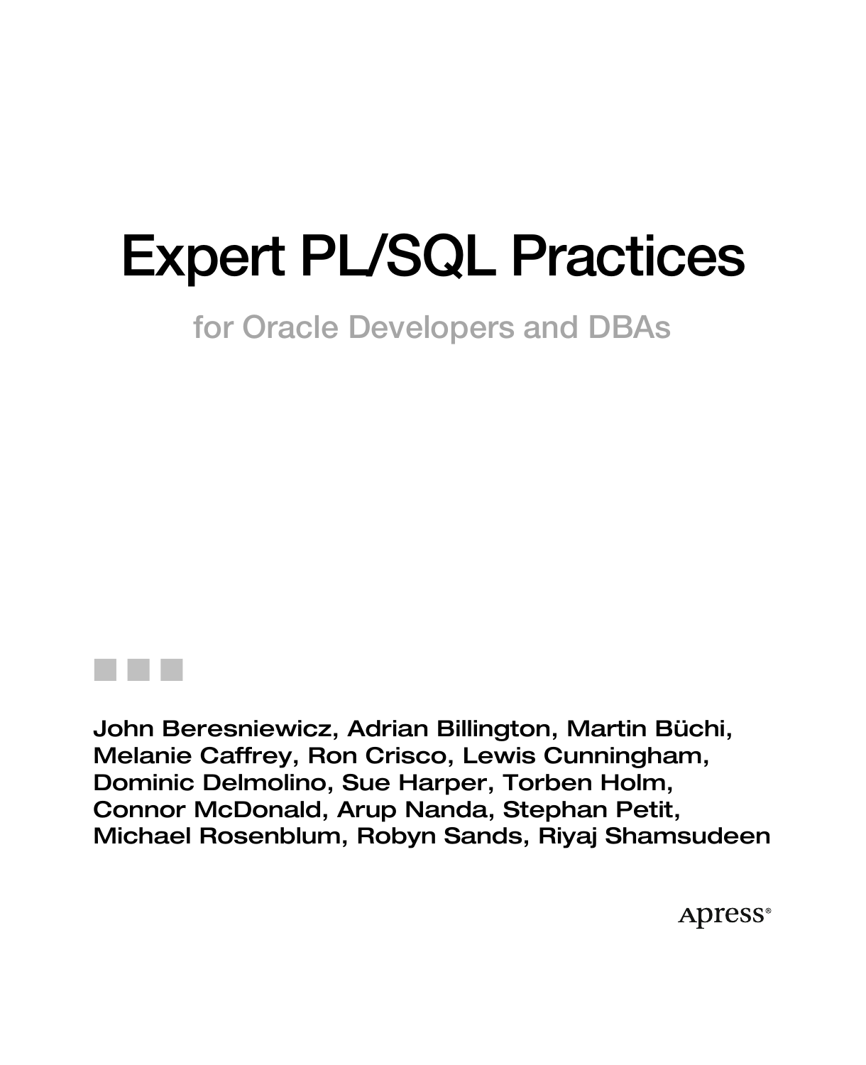# Expert PL/SQL Practices

## for Oracle Developers and DBAs

**John Beresniewicz, Adrian Billington, Martin Büchi, Melanie Caffrey, Ron Crisco, Lewis Cunningham, Dominic Delmolino, Sue Harper, Torben Holm, Connor McDonald, Arup Nanda, Stephan Petit, Michael Rosenblum, Robyn Sands, Riyaj Shamsudeen**

Apress®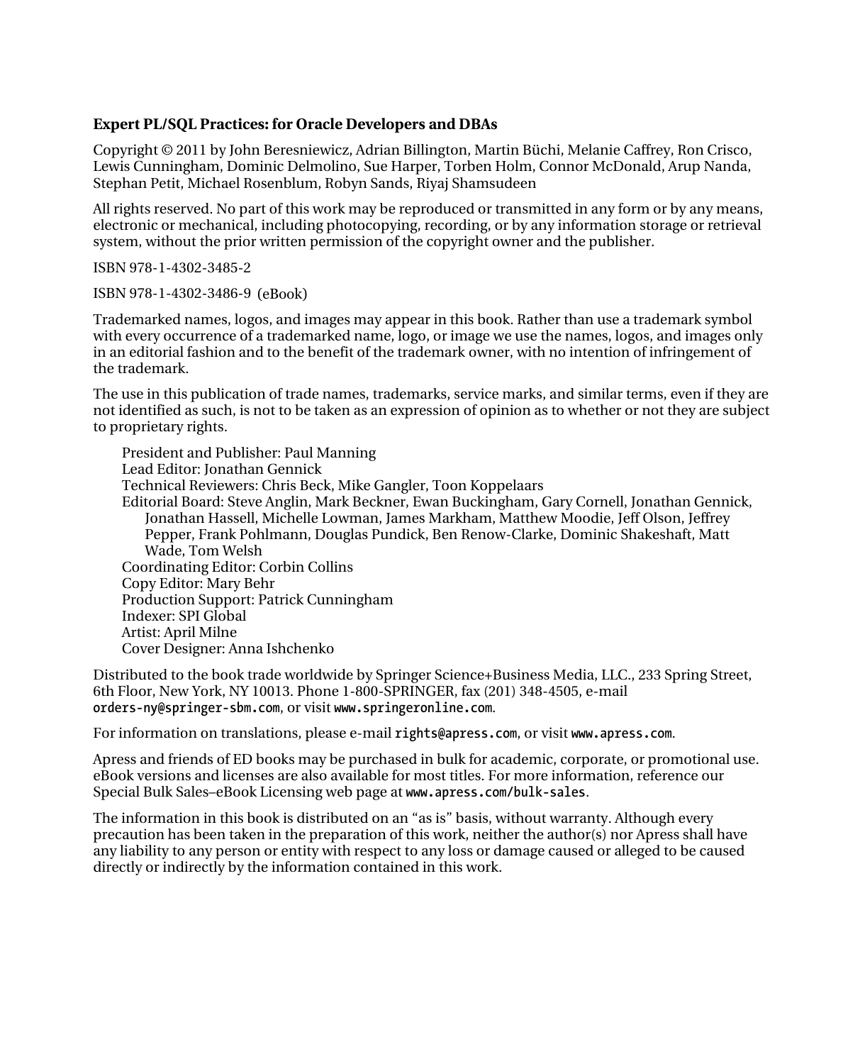**Expert PL/SQL Practices: for Oracle Developers and DBAs**

Copyright © 2011 by John Beresniewicz, Adrian Billington, Martin Büchi, Melanie Caffrey, Ron Crisco, Lewis Cunningham, Dominic Delmolino, Sue Harper, Torben Holm, Connor McDonald, Arup Nanda, Stephan Petit, Michael Rosenblum, Robyn Sands, Riyaj Shamsudeen

All rights reserved. No part of this work may be reproduced or transmitted in any form or by any means, electronic or mechanical, including photocopying, recording, or by any information storage or retrieval system, without the prior written permission of the copyright owner and the publisher.

ISBN 978-1-4302-3485-2

ISBN 978-1-4302-3486-9 (eBook)

Trademarked names, logos, and images may appear in this book. Rather than use a trademark symbol with every occurrence of a trademarked name, logo, or image we use the names, logos, and images only in an editorial fashion and to the benefit of the trademark owner, with no intention of infringement of the trademark.

The use in this publication of trade names, trademarks, service marks, and similar terms, even if they are not identified as such, is not to be taken as an expression of opinion as to whether or not they are subject to proprietary rights.

President and Publisher: Paul Manning
Lead Editor: Jonathan Gennick
Technical Reviewers: Chris Beck, Mike Gangler, Toon Koppelaars
Editorial Board: Steve Anglin, Mark Beckner, Ewan Buckingham, Gary Cornell, Jonathan Gennick, Jonathan Hassell, Michelle Lowman, James Markham, Matthew Moodie, Jeff Olson, Jeffrey Pepper, Frank Pohlmann, Douglas Pundick, Ben Renow-Clarke, Dominic Shakeshaft, Matt Wade, Tom Welsh
Coordinating Editor: Corbin Collins
Copy Editor: Mary Behr
Production Support: Patrick Cunningham
Indexer: SPI Global
Artist: April Milne
Cover Designer: Anna Ishchenko

Distributed to the book trade worldwide by Springer Science+Business Media, LLC., 233 Spring Street, 6th Floor, New York, NY 10013. Phone 1-800-SPRINGER, fax (201) 348-4505, e-mail `orders-ny@springer-sbm.com`, or visit `www.springeronline.com`.

For information on translations, please e-mail `rights@apress.com`, or visit `www.apress.com`.

Apress and friends of ED books may be purchased in bulk for academic, corporate, or promotional use. eBook versions and licenses are also available for most titles. For more information, reference our Special Bulk Sales–eBook Licensing web page at `www.apress.com/bulk-sales`.

The information in this book is distributed on an "as is" basis, without warranty. Although every precaution has been taken in the preparation of this work, neither the author(s) nor Apress shall have any liability to any person or entity with respect to any loss or damage caused or alleged to be caused directly or indirectly by the information contained in this work.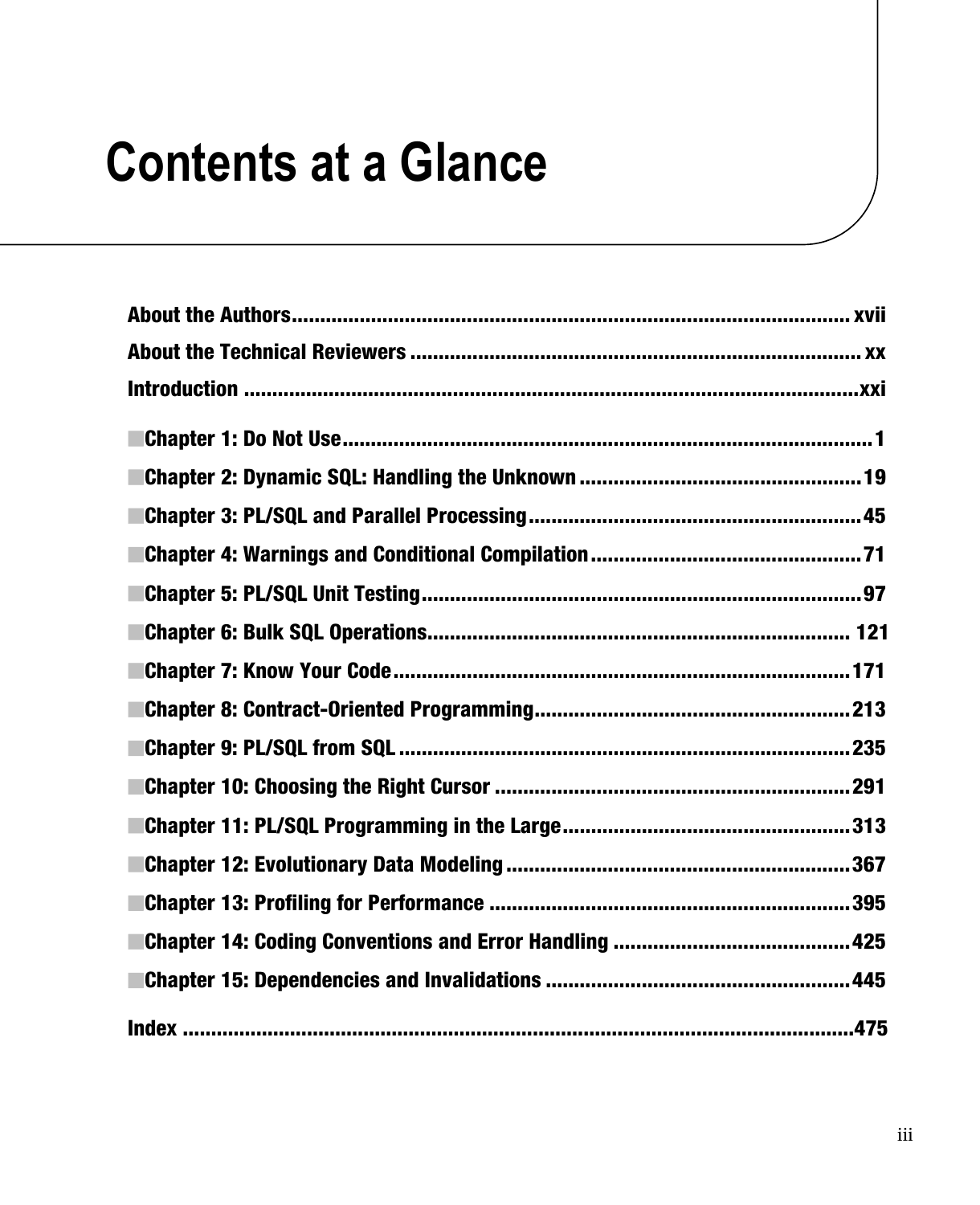# Contents at a Glance

**About the Authors** .................................................................................................. **xvii**

**About the Technical Reviewers** ............................................................................... **xx**

**Introduction** ........................................................................................................... **xxi**

- **Chapter 1: Do Not Use** ........................................................................................... **1**
- **Chapter 2: Dynamic SQL: Handling the Unknown** ................................................. **19**
- **Chapter 3: PL/SQL and Parallel Processing** .......................................................... **45**
- **Chapter 4: Warnings and Conditional Compilation** ............................................... **71**
- **Chapter 5: PL/SQL Unit Testing** ............................................................................ **97**
- **Chapter 6: Bulk SQL Operations** ......................................................................... **121**
- **Chapter 7: Know Your Code** ................................................................................ **171**
- **Chapter 8: Contract-Oriented Programming** ....................................................... **213**
- **Chapter 9: PL/SQL from SQL** ............................................................................... **235**
- **Chapter 10: Choosing the Right Cursor** .............................................................. **291**
- **Chapter 11: PL/SQL Programming in the Large** .................................................. **313**
- **Chapter 12: Evolutionary Data Modeling** ............................................................ **367**
- **Chapter 13: Profiling for Performance** ............................................................... **395**
- **Chapter 14: Coding Conventions and Error Handling** ......................................... **425**
- **Chapter 15: Dependencies and Invalidations** ..................................................... **445**

**Index** ...................................................................................................................... **475**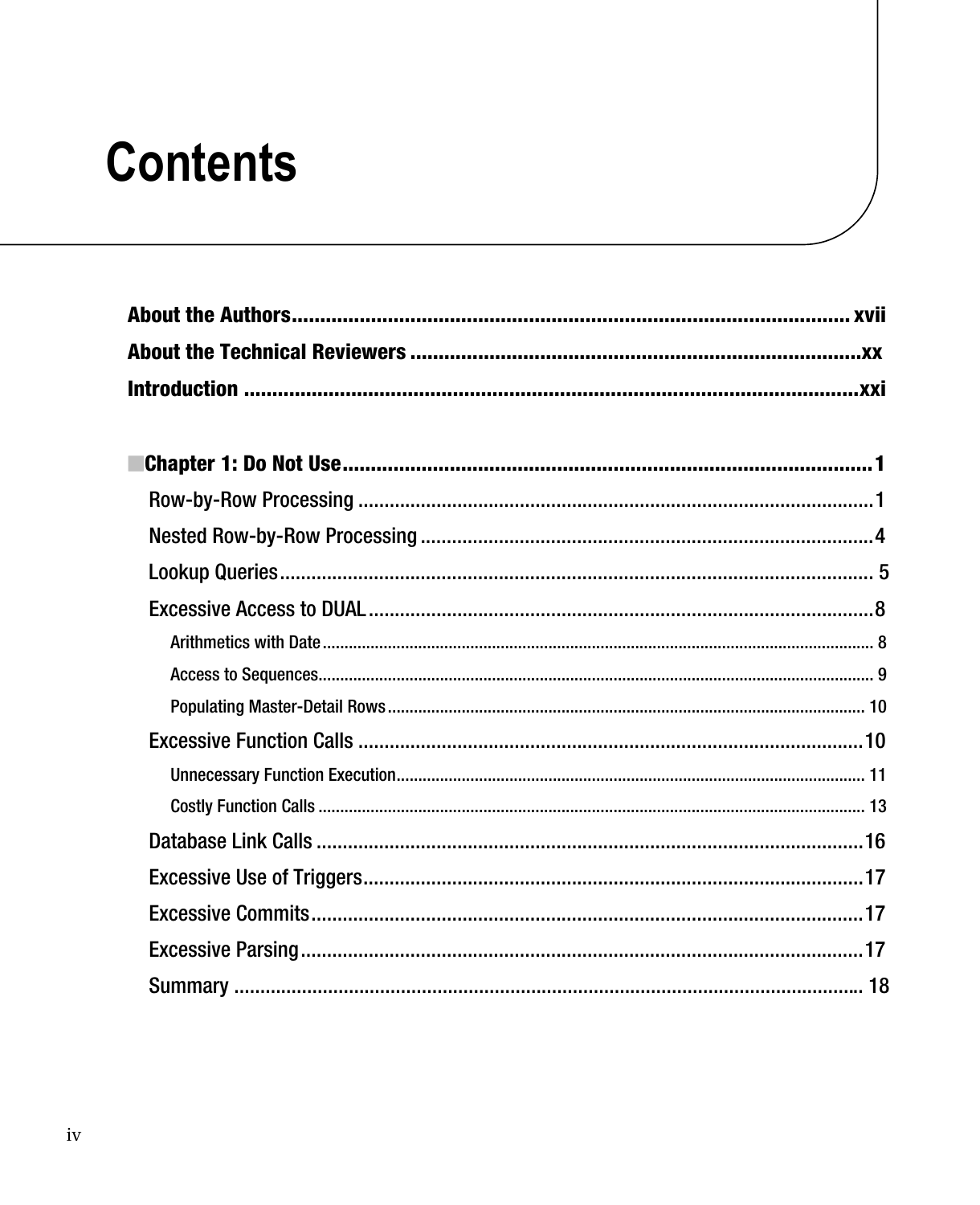# Contents

**About the Authors** .................................................................................................. xvii

**About the Technical Reviewers** ...............................................................................xx

**Introduction** ...............................................................................................................xxi

**Chapter 1: Do Not Use** ..............................................................................................1

- Row-by-Row Processing ..................................................................................................1
- Nested Row-by-Row Processing .......................................................................................4
- Lookup Queries ................................................................................................................ 5
- Excessive Access to DUAL ...............................................................................................8
  - Arithmetics with Date ........................................................................................................... 8
  - Access to Sequences............................................................................................................. 9
  - Populating Master-Detail Rows ............................................................................................ 10
- Excessive Function Calls ................................................................................................10
  - Unnecessary Function Execution.......................................................................................... 11
  - Costly Function Calls ........................................................................................................... 13
- Database Link Calls ........................................................................................................16
- Excessive Use of Triggers...............................................................................................17
- Excessive Commits.........................................................................................................17
- Excessive Parsing...........................................................................................................17
- Summary ........................................................................................................................ 18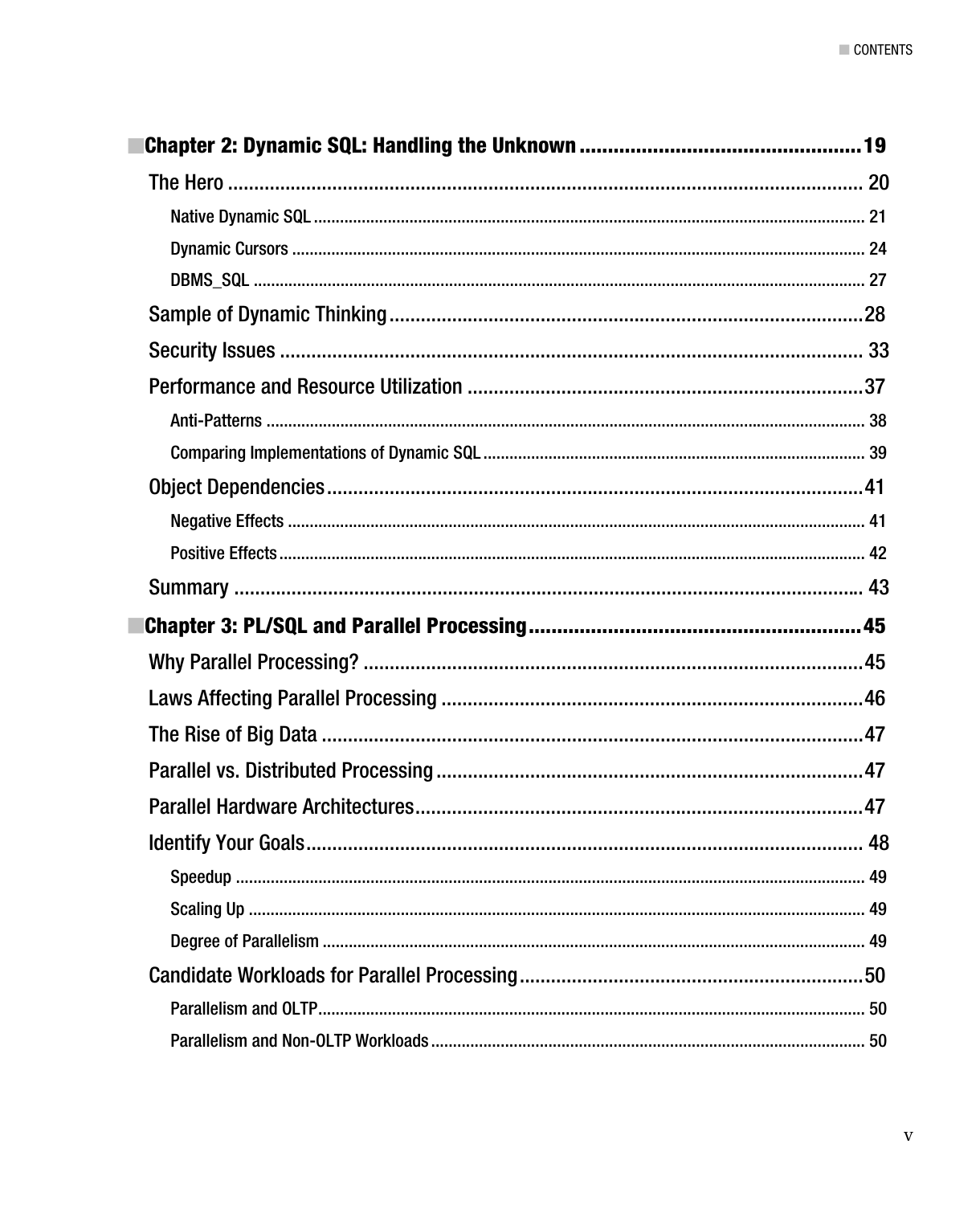**Chapter 2: Dynamic SQL: Handling the Unknown ............................................ 19**

The Hero ............................................................................................................ 20

Native Dynamic SQL ........................................................................................ 21

Dynamic Cursors ............................................................................................. 24

DBMS_SQL ...................................................................................................... 27

Sample of Dynamic Thinking ............................................................................. 28

Security Issues .................................................................................................. 33

Performance and Resource Utilization ............................................................... 37

Anti-Patterns .................................................................................................... 38

Comparing Implementations of Dynamic SQL .................................................. 39

Object Dependencies ......................................................................................... 41

Negative Effects ............................................................................................... 41

Positive Effects ................................................................................................ 42

Summary ........................................................................................................... 43

**Chapter 3: PL/SQL and Parallel Processing .................................................... 45**

Why Parallel Processing? .................................................................................. 45

Laws Affecting Parallel Processing .................................................................... 46

The Rise of Big Data .......................................................................................... 47

Parallel vs. Distributed Processing ..................................................................... 47

Parallel Hardware Architectures ......................................................................... 47

Identify Your Goals ............................................................................................. 48

Speedup ........................................................................................................... 49

Scaling Up ........................................................................................................ 49

Degree of Parallelism ....................................................................................... 49

Candidate Workloads for Parallel Processing ..................................................... 50

Parallelism and OLTP ....................................................................................... 50

Parallelism and Non-OLTP Workloads ............................................................... 50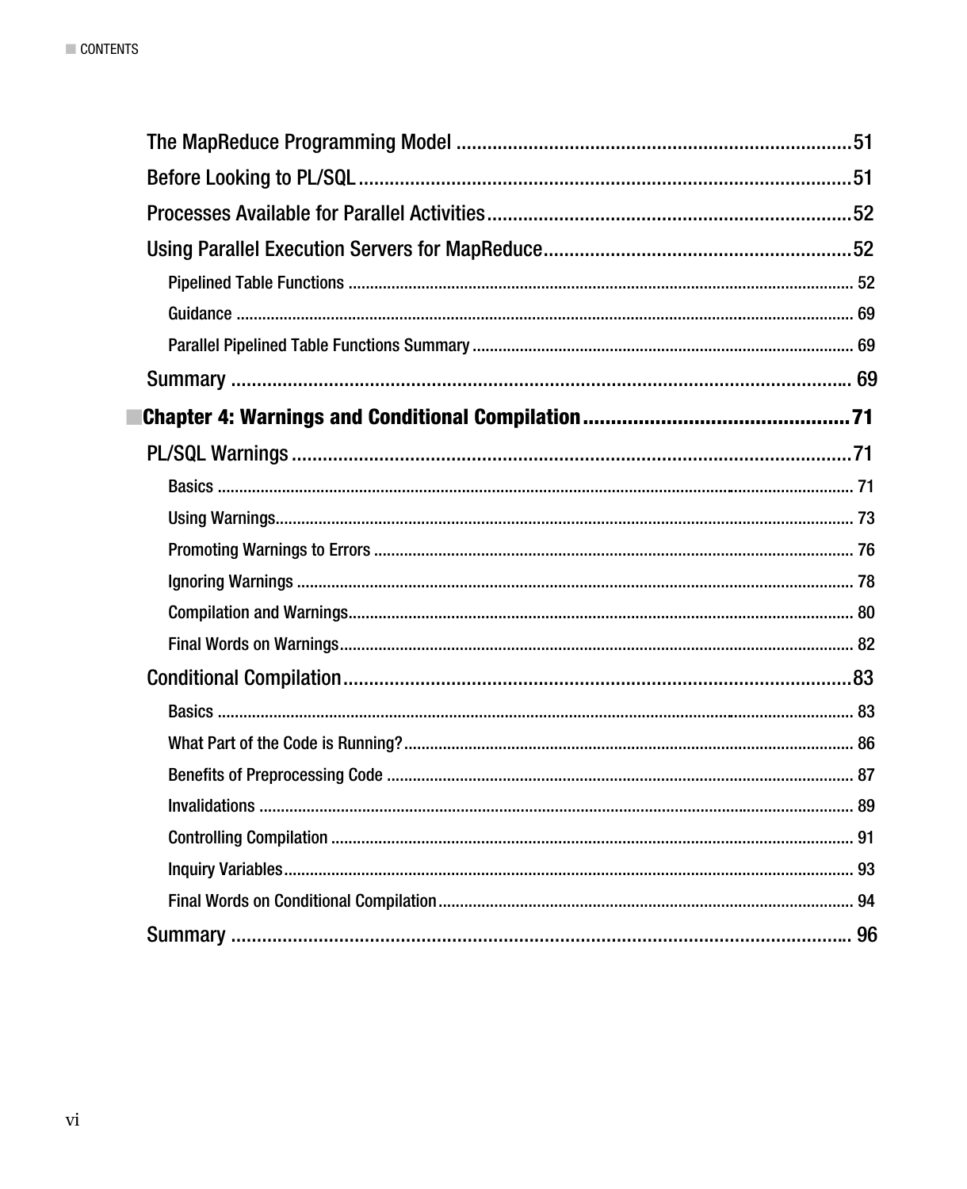The MapReduce Programming Model ............................................................................51

Before Looking to PL/SQL......................................................................................51

Processes Available for Parallel Activities.....................................................................52

Using Parallel Execution Servers for MapReduce...........................................................52

- Pipelined Table Functions ........................................................................................................ 52
- Guidance ................................................................................................................................ 69
- Parallel Pipelined Table Functions Summary ........................................................................ 69

Summary .............................................................................................................. 69

**Chapter 4: Warnings and Conditional Compilation ...............................................71**

PL/SQL Warnings ...................................................................................................71

- Basics .................................................................................................................................... 71
- Using Warnings...................................................................................................................... 73
- Promoting Warnings to Errors ............................................................................................... 76
- Ignoring Warnings ................................................................................................................. 78
- Compilation and Warnings..................................................................................................... 80
- Final Words on Warnings....................................................................................................... 82

Conditional Compilation..........................................................................................83

- Basics .................................................................................................................................... 83
- What Part of the Code is Running?........................................................................................ 86
- Benefits of Preprocessing Code ............................................................................................ 87
- Invalidations .......................................................................................................................... 89
- Controlling Compilation ......................................................................................................... 91
- Inquiry Variables.................................................................................................................... 93
- Final Words on Conditional Compilation ................................................................................ 94

Summary .............................................................................................................. 96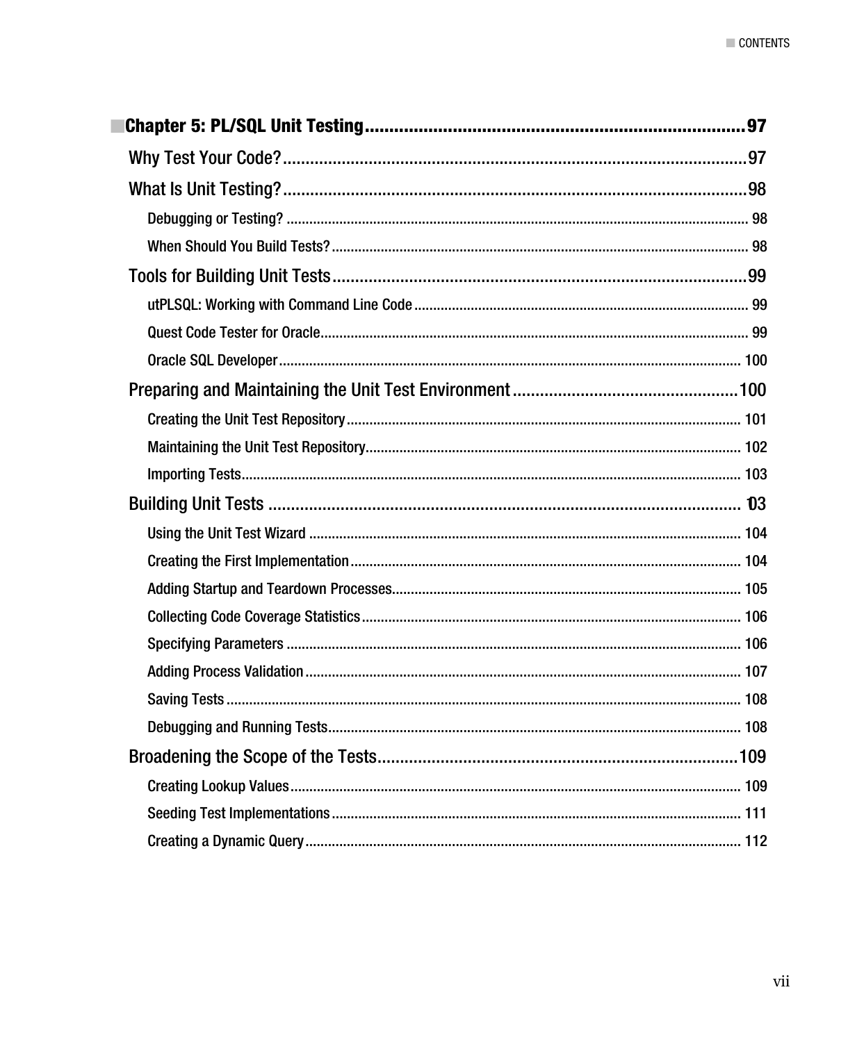**Chapter 5: PL/SQL Unit Testing** .......... 97

Why Test Your Code? .......... 97

What Is Unit Testing? .......... 98

- Debugging or Testing? .......... 98
- When Should You Build Tests? .......... 98

Tools for Building Unit Tests .......... 99

- utPLSQL: Working with Command Line Code .......... 99
- Quest Code Tester for Oracle .......... 99
- Oracle SQL Developer .......... 100

Preparing and Maintaining the Unit Test Environment .......... 100

- Creating the Unit Test Repository .......... 101
- Maintaining the Unit Test Repository .......... 102
- Importing Tests .......... 103

Building Unit Tests .......... 103

- Using the Unit Test Wizard .......... 104
- Creating the First Implementation .......... 104
- Adding Startup and Teardown Processes .......... 105
- Collecting Code Coverage Statistics .......... 106
- Specifying Parameters .......... 106
- Adding Process Validation .......... 107
- Saving Tests .......... 108
- Debugging and Running Tests .......... 108

Broadening the Scope of the Tests .......... 109

- Creating Lookup Values .......... 109
- Seeding Test Implementations .......... 111
- Creating a Dynamic Query .......... 112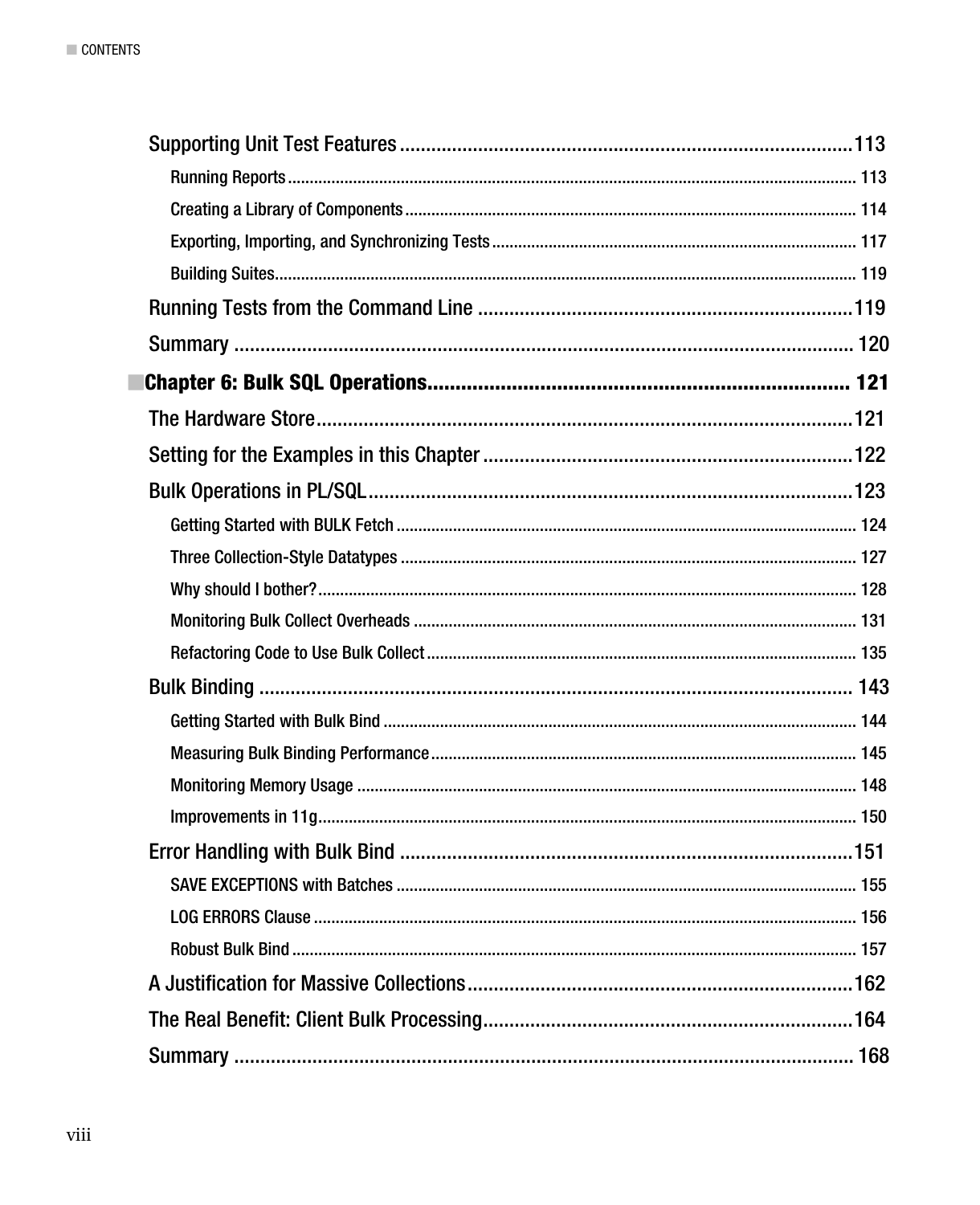Supporting Unit Test Features ........................................................................113

- Running Reports ........................................................................ 113
- Creating a Library of Components ........................................................................ 114
- Exporting, Importing, and Synchronizing Tests ........................................................................ 117
- Building Suites........................................................................ 119

Running Tests from the Command Line ........................................................................119

Summary ........................................................................ 120

**Chapter 6: Bulk SQL Operations........................................................................ 121**

The Hardware Store........................................................................121

Setting for the Examples in this Chapter ........................................................................122

Bulk Operations in PL/SQL........................................................................123

- Getting Started with BULK Fetch ........................................................................ 124
- Three Collection-Style Datatypes ........................................................................ 127
- Why should I bother?........................................................................ 128
- Monitoring Bulk Collect Overheads ........................................................................ 131
- Refactoring Code to Use Bulk Collect ........................................................................ 135

Bulk Binding ........................................................................ 143

- Getting Started with Bulk Bind ........................................................................ 144
- Measuring Bulk Binding Performance........................................................................ 145
- Monitoring Memory Usage ........................................................................ 148
- Improvements in 11g........................................................................ 150

Error Handling with Bulk Bind ........................................................................151

- SAVE EXCEPTIONS with Batches ........................................................................ 155
- LOG ERRORS Clause ........................................................................ 156
- Robust Bulk Bind ........................................................................ 157

A Justification for Massive Collections........................................................................162

The Real Benefit: Client Bulk Processing........................................................................164

Summary ........................................................................ 168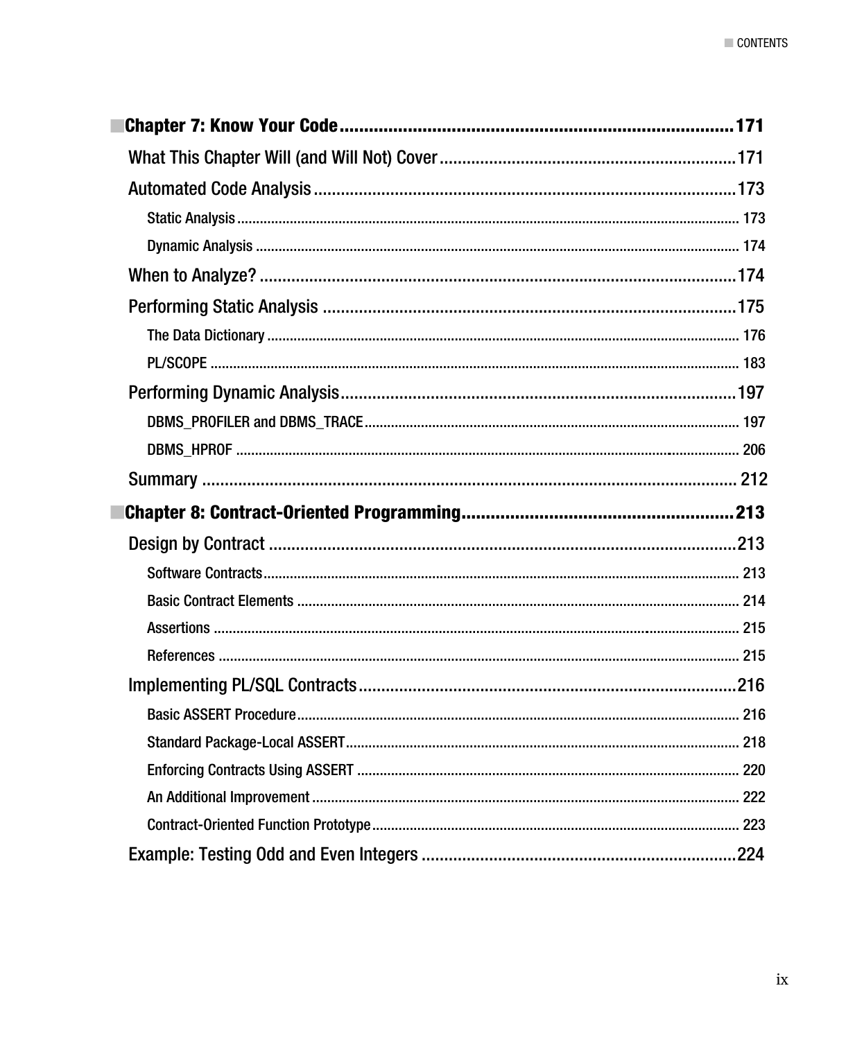**Chapter 7: Know Your Code** .................................................. 171

- What This Chapter Will (and Will Not) Cover .................................................. 171
- Automated Code Analysis .................................................. 173
  - Static Analysis .................................................. 173
  - Dynamic Analysis .................................................. 174
- When to Analyze? .................................................. 174
- Performing Static Analysis .................................................. 175
  - The Data Dictionary .................................................. 176
  - PL/SCOPE .................................................. 183
- Performing Dynamic Analysis .................................................. 197
  - DBMS_PROFILER and DBMS_TRACE .................................................. 197
  - DBMS_HPROF .................................................. 206
- Summary .................................................. 212

**Chapter 8: Contract-Oriented Programming** .................................................. 213

- Design by Contract .................................................. 213
  - Software Contracts .................................................. 213
  - Basic Contract Elements .................................................. 214
  - Assertions .................................................. 215
  - References .................................................. 215
- Implementing PL/SQL Contracts .................................................. 216
  - Basic ASSERT Procedure .................................................. 216
  - Standard Package-Local ASSERT .................................................. 218
  - Enforcing Contracts Using ASSERT .................................................. 220
  - An Additional Improvement .................................................. 222
  - Contract-Oriented Function Prototype .................................................. 223
- Example: Testing Odd and Even Integers .................................................. 224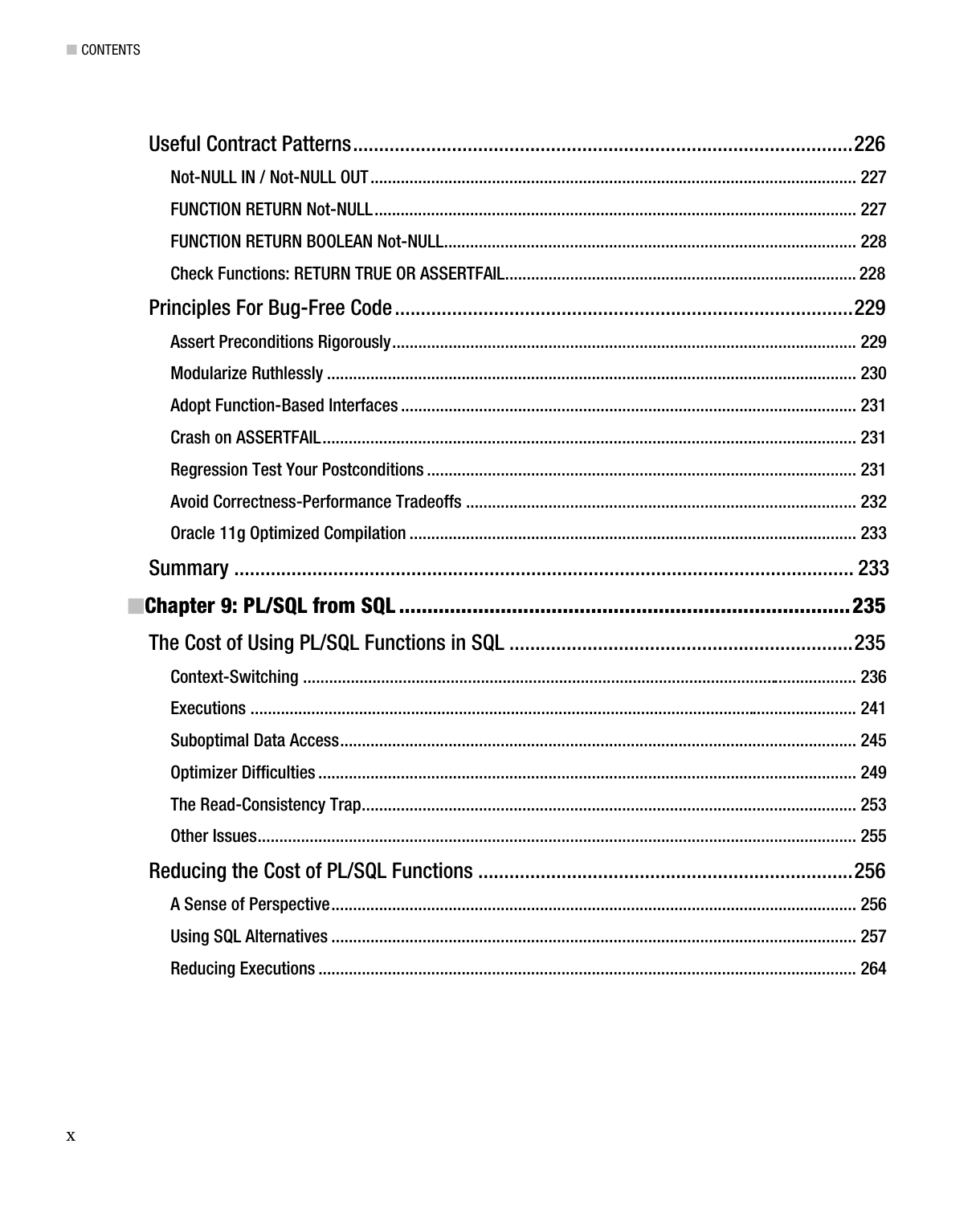Useful Contract Patterns ..................................................................................................226

Not-NULL IN / Not-NULL OUT ........................................................................................................ 227

FUNCTION RETURN Not-NULL ....................................................................................................... 227

FUNCTION RETURN BOOLEAN Not-NULL ...................................................................................... 228

Check Functions: RETURN TRUE OR ASSERTFAIL ........................................................................ 228

Principles For Bug-Free Code ...........................................................................................229

Assert Preconditions Rigorously .................................................................................................... 229

Modularize Ruthlessly ................................................................................................................... 230

Adopt Function-Based Interfaces .................................................................................................. 231

Crash on ASSERTFAIL .................................................................................................................... 231

Regression Test Your Postconditions ............................................................................................ 231

Avoid Correctness-Performance Tradeoffs .................................................................................... 232

Oracle 11g Optimized Compilation ................................................................................................ 233

Summary ............................................................................................................................ 233

**Chapter 9: PL/SQL from SQL .......................................................................................235**

The Cost of Using PL/SQL Functions in SQL ....................................................................235

Context-Switching ......................................................................................................................... 236

Executions .................................................................................................................................... 241

Suboptimal Data Access ................................................................................................................ 245

Optimizer Difficulties ..................................................................................................................... 249

The Read-Consistency Trap ........................................................................................................... 253

Other Issues .................................................................................................................................. 255

Reducing the Cost of PL/SQL Functions ..........................................................................256

A Sense of Perspective .................................................................................................................. 256

Using SQL Alternatives ................................................................................................................. 257

Reducing Executions ..................................................................................................................... 264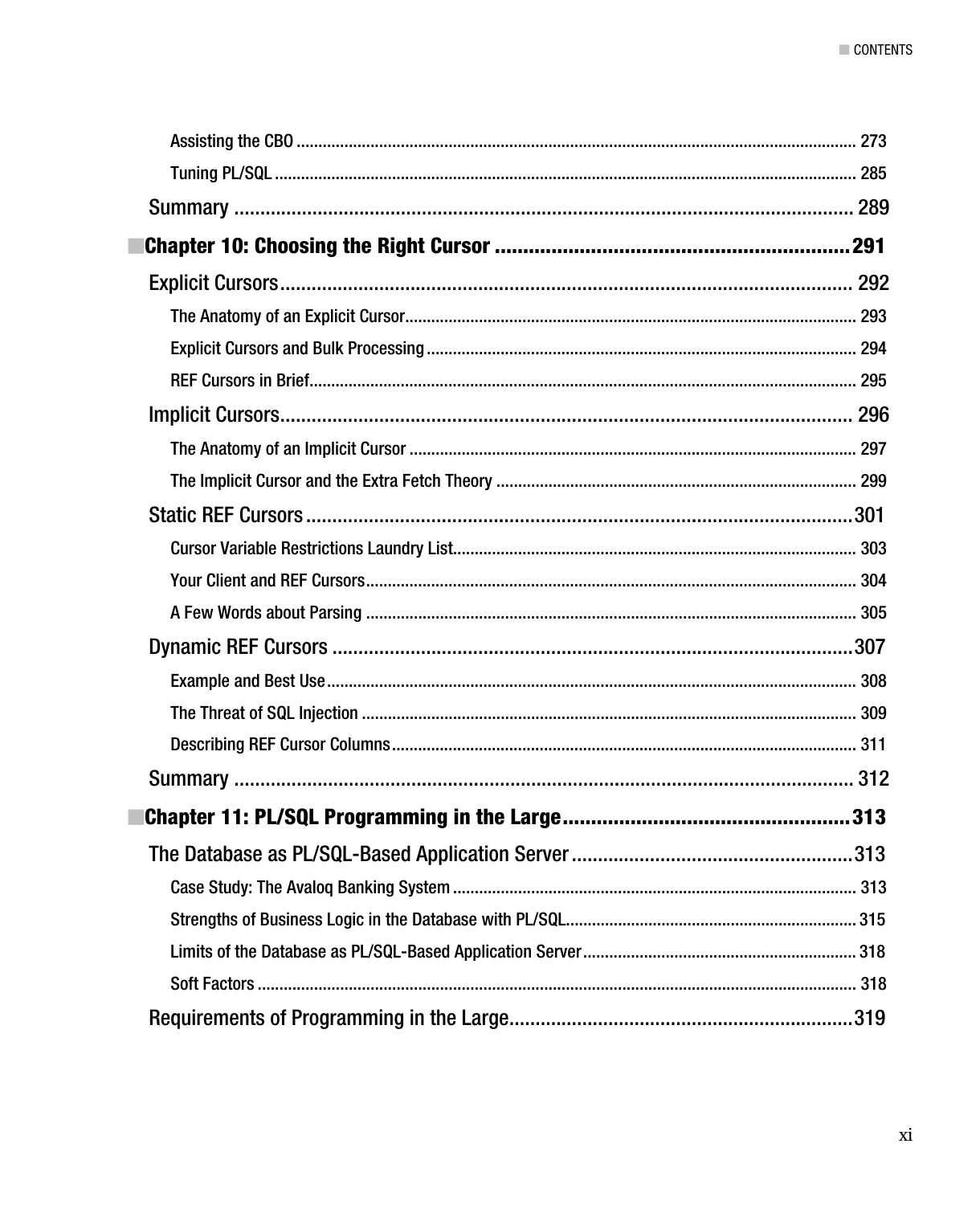Assisting the CBO ........................................................................................................................ 273

Tuning PL/SQL ............................................................................................................................ 285

Summary ........................................................................................................................ 289

**Chapter 10: Choosing the Right Cursor ............................................................ 291**

Explicit Cursors ............................................................................................................. 292

The Anatomy of an Explicit Cursor ............................................................................................ 293

Explicit Cursors and Bulk Processing ........................................................................................ 294

REF Cursors in Brief .................................................................................................................. 295

Implicit Cursors ............................................................................................................. 296

The Anatomy of an Implicit Cursor ............................................................................................ 297

The Implicit Cursor and the Extra Fetch Theory ........................................................................ 299

Static REF Cursors ......................................................................................................... 301

Cursor Variable Restrictions Laundry List .................................................................................. 303

Your Client and REF Cursors ...................................................................................................... 304

A Few Words about Parsing ....................................................................................................... 305

Dynamic REF Cursors .................................................................................................... 307

Example and Best Use ............................................................................................................... 308

The Threat of SQL Injection ....................................................................................................... 309

Describing REF Cursor Columns ................................................................................................ 311

Summary ........................................................................................................................ 312

**Chapter 11: PL/SQL Programming in the Large .................................................. 313**

The Database as PL/SQL-Based Application Server ...................................................... 313

Case Study: The Avaloq Banking System ................................................................................... 313

Strengths of Business Logic in the Database with PL/SQL ......................................................... 315

Limits of the Database as PL/SQL-Based Application Server ..................................................... 318

Soft Factors ................................................................................................................................ 318

Requirements of Programming in the Large .................................................................. 319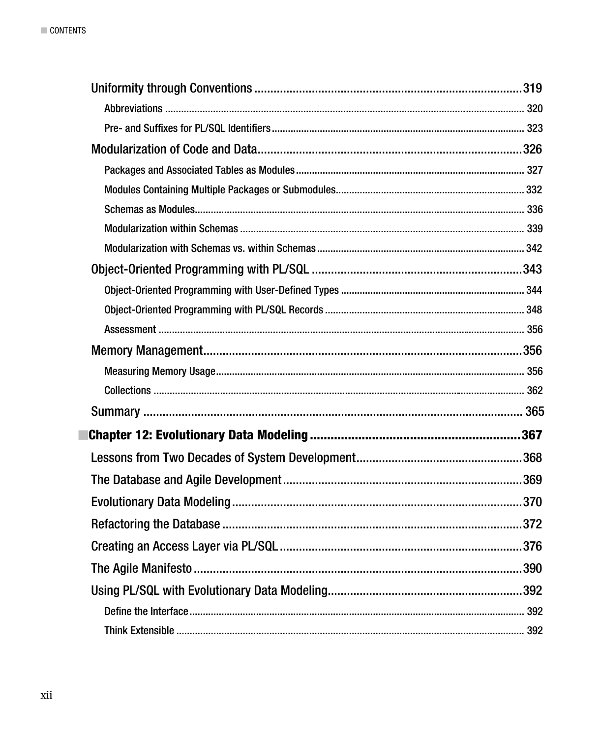Uniformity through Conventions ....................................................................................319

Abbreviations ....................................................................................................................................... 320

Pre- and Suffixes for PL/SQL Identifiers ................................................................................................ 323

Modularization of Code and Data....................................................................................326

Packages and Associated Tables as Modules ........................................................................................ 327

Modules Containing Multiple Packages or Submodules......................................................................... 332

Schemas as Modules............................................................................................................................ 336

Modularization within Schemas ............................................................................................................ 339

Modularization with Schemas vs. within Schemas ................................................................................ 342

Object-Oriented Programming with PL/SQL ..................................................................343

Object-Oriented Programming with User-Defined Types ....................................................................... 344

Object-Oriented Programming with PL/SQL Records ............................................................................. 348

Assessment .......................................................................................................................................... 356

Memory Management......................................................................................................356

Measuring Memory Usage .................................................................................................................... 356

Collections ........................................................................................................................................... 362

Summary ........................................................................................................................ 365

## Chapter 12: Evolutionary Data Modeling ............................................................367

Lessons from Two Decades of System Development.....................................................368

The Database and Agile Development ............................................................................369

Evolutionary Data Modeling ............................................................................................370

Refactoring the Database ...............................................................................................372

Creating an Access Layer via PL/SQL ............................................................................376

The Agile Manifesto ........................................................................................................390

Using PL/SQL with Evolutionary Data Modeling..............................................................392

Define the Interface ............................................................................................................................... 392

Think Extensible ................................................................................................................................... 392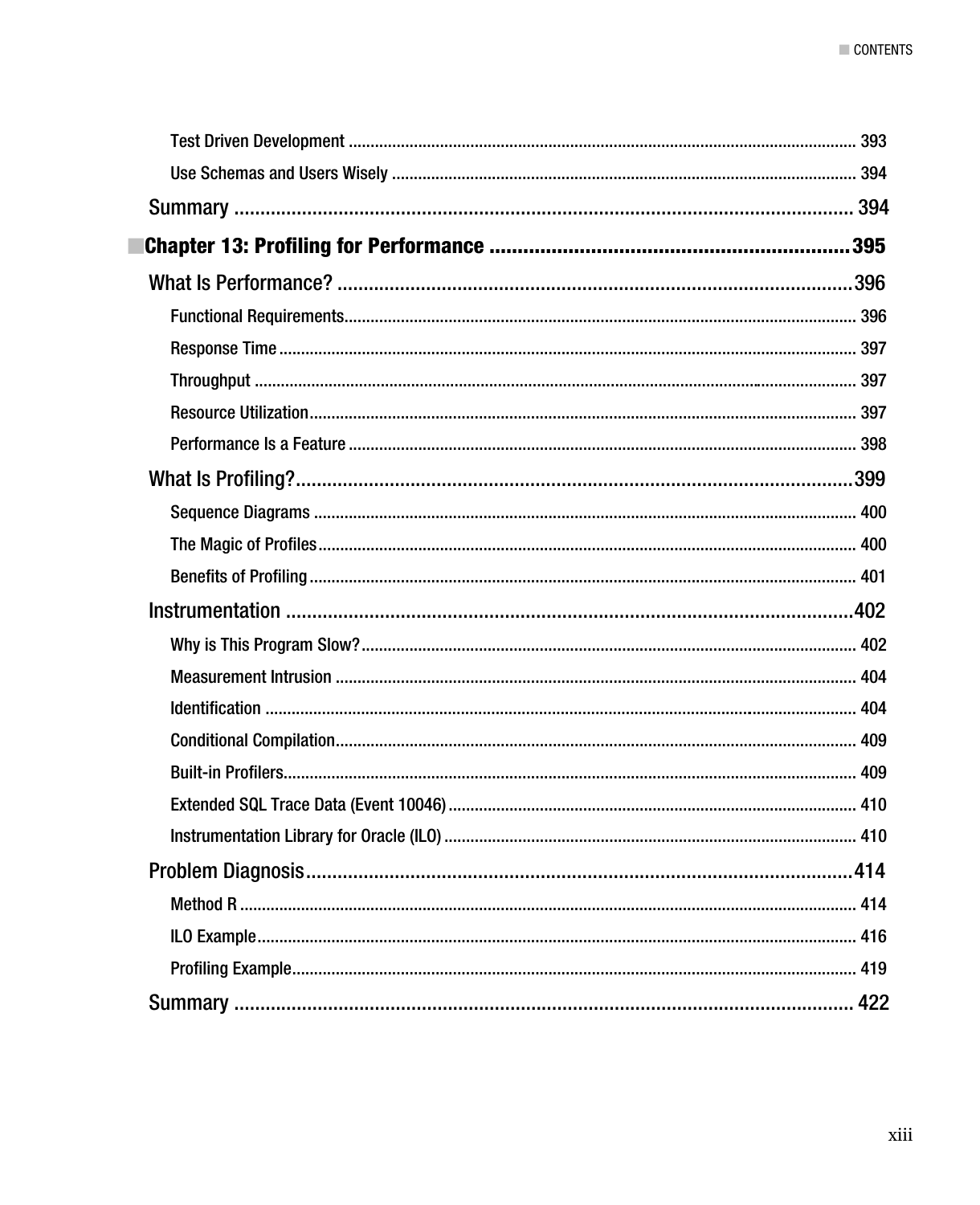Test Driven Development ..................................................................................................................... 393

Use Schemas and Users Wisely ........................................................................................................... 394

Summary ........................................................................................................................ 394

**Chapter 13: Profiling for Performance ...............................................................395**

What Is Performance? ..................................................................................................396

Functional Requirements..................................................................................................................... 396

Response Time .................................................................................................................................... 397

Throughput ......................................................................................................................................... 397

Resource Utilization............................................................................................................................. 397

Performance Is a Feature .................................................................................................................... 398

What Is Profiling?............................................................................................................399

Sequence Diagrams ............................................................................................................................ 400

The Magic of Profiles........................................................................................................................... 400

Benefits of Profiling ............................................................................................................................. 401

Instrumentation ..............................................................................................................402

Why is This Program Slow?................................................................................................................. 402

Measurement Intrusion ....................................................................................................................... 404

Identification ....................................................................................................................................... 404

Conditional Compilation....................................................................................................................... 409

Built-in Profilers................................................................................................................................... 409

Extended SQL Trace Data (Event 10046) ............................................................................................. 410

Instrumentation Library for Oracle (ILO) .............................................................................................. 410

Problem Diagnosis..........................................................................................................414

Method R ............................................................................................................................................. 414

ILO Example......................................................................................................................................... 416

Profiling Example................................................................................................................................. 419

Summary ........................................................................................................................ 422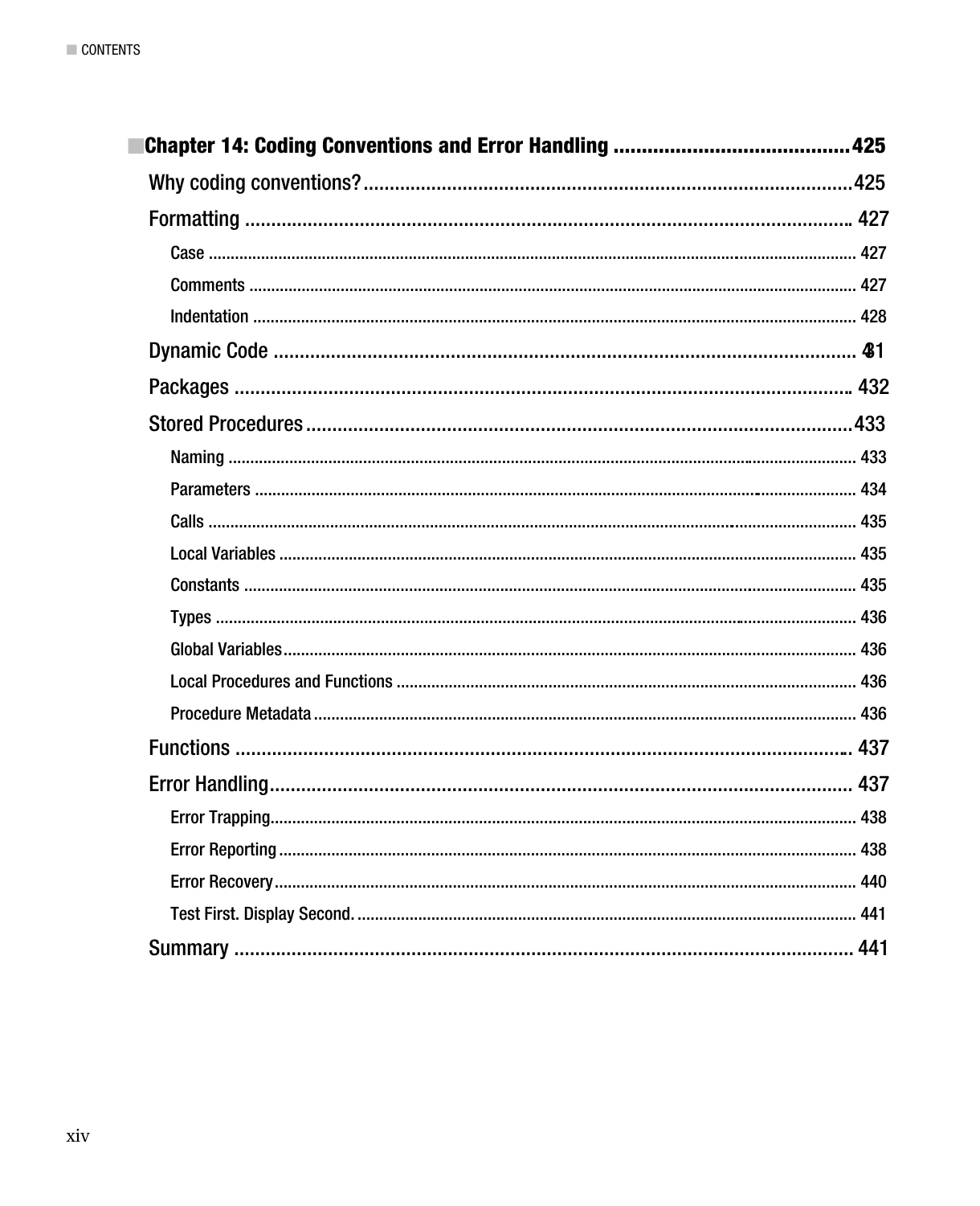## Chapter 14: Coding Conventions and Error Handling ........................................ 425

Why coding conventions? ........................................................................................ 425

Formatting ............................................................................................................ 427

- Case .................................................................................................................. 427
- Comments .......................................................................................................... 427
- Indentation ......................................................................................................... 428

Dynamic Code ...................................................................................................... 431

Packages .............................................................................................................. 432

Stored Procedures ................................................................................................ 433

- Naming .............................................................................................................. 433
- Parameters ......................................................................................................... 434
- Calls .................................................................................................................. 435
- Local Variables ................................................................................................... 435
- Constants ........................................................................................................... 435
- Types ................................................................................................................. 436
- Global Variables .................................................................................................. 436
- Local Procedures and Functions .......................................................................... 436
- Procedure Metadata ............................................................................................ 436

Functions .............................................................................................................. 437

Error Handling ....................................................................................................... 437

- Error Trapping ..................................................................................................... 438
- Error Reporting .................................................................................................... 438
- Error Recovery ..................................................................................................... 440
- Test First. Display Second. .................................................................................. 441

Summary ............................................................................................................... 441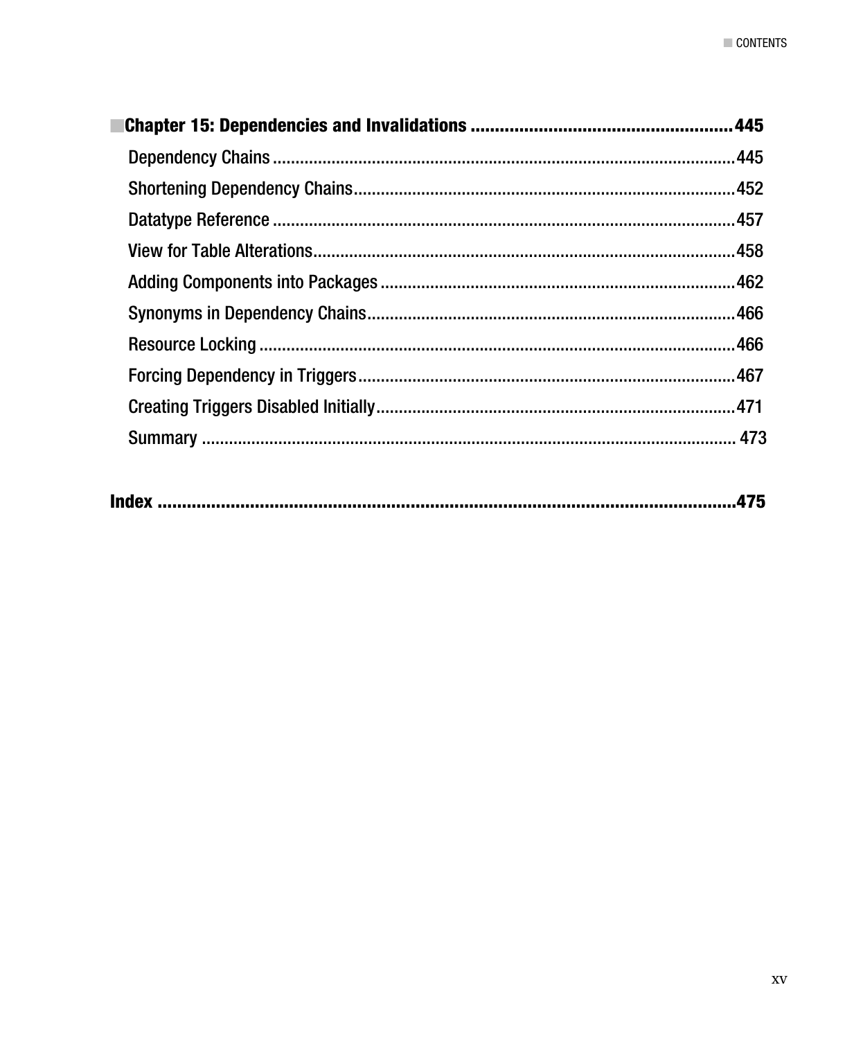**Chapter 15: Dependencies and Invalidations ....................................................445**

- Dependency Chains ....................................................................................................445
- Shortening Dependency Chains..................................................................................452
- Datatype Reference ....................................................................................................457
- View for Table Alterations...........................................................................................458
- Adding Components into Packages ............................................................................462
- Synonyms in Dependency Chains...............................................................................466
- Resource Locking .......................................................................................................466
- Forcing Dependency in Triggers..................................................................................467
- Creating Triggers Disabled Initially..............................................................................471
- Summary ....................................................................................................................473

**Index ..........................................................................................................................475**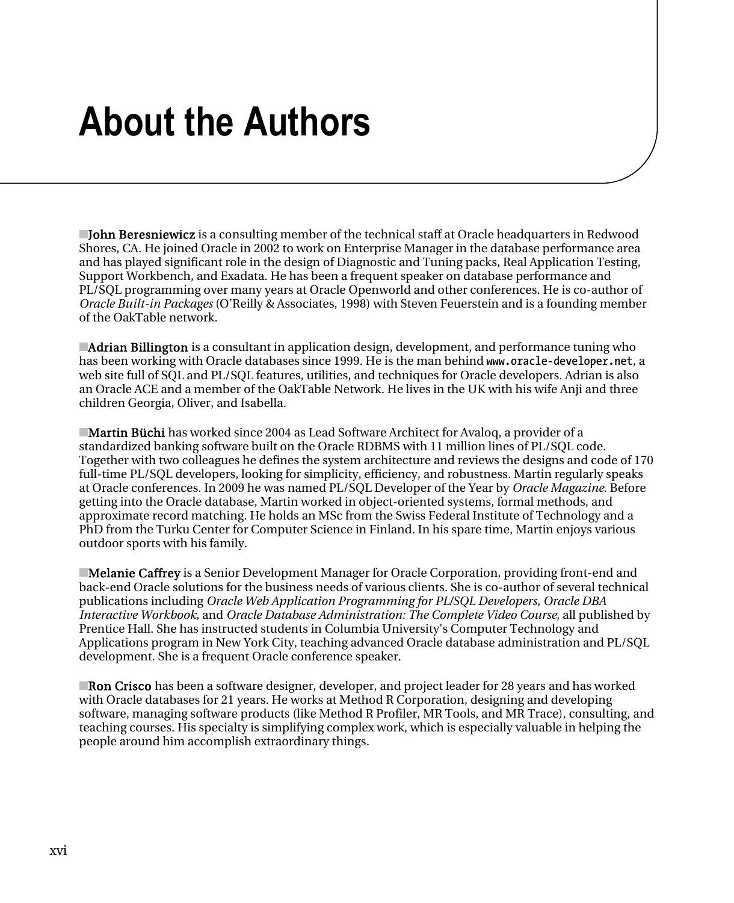# About the Authors

■**John Beresniewicz** is a consulting member of the technical staff at Oracle headquarters in Redwood Shores, CA. He joined Oracle in 2002 to work on Enterprise Manager in the database performance area and has played significant role in the design of Diagnostic and Tuning packs, Real Application Testing, Support Workbench, and Exadata. He has been a frequent speaker on database performance and PL/SQL programming over many years at Oracle Openworld and other conferences. He is co-author of *Oracle Built-in Packages* (O'Reilly & Associates, 1998) with Steven Feuerstein and is a founding member of the OakTable network.

■**Adrian Billington** is a consultant in application design, development, and performance tuning who has been working with Oracle databases since 1999. He is the man behind `www.oracle-developer.net`, a web site full of SQL and PL/SQL features, utilities, and techniques for Oracle developers. Adrian is also an Oracle ACE and a member of the OakTable Network. He lives in the UK with his wife Anji and three children Georgia, Oliver, and Isabella.

■**Martin Büchi** has worked since 2004 as Lead Software Architect for Avaloq, a provider of a standardized banking software built on the Oracle RDBMS with 11 million lines of PL/SQL code. Together with two colleagues he defines the system architecture and reviews the designs and code of 170 full-time PL/SQL developers, looking for simplicity, efficiency, and robustness. Martin regularly speaks at Oracle conferences. In 2009 he was named PL/SQL Developer of the Year by *Oracle Magazine*. Before getting into the Oracle database, Martin worked in object-oriented systems, formal methods, and approximate record matching. He holds an MSc from the Swiss Federal Institute of Technology and a PhD from the Turku Center for Computer Science in Finland. In his spare time, Martin enjoys various outdoor sports with his family.

■**Melanie Caffrey** is a Senior Development Manager for Oracle Corporation, providing front-end and back-end Oracle solutions for the business needs of various clients. She is co-author of several technical publications including *Oracle Web Application Programming for PL/SQL Developers, Oracle DBA Interactive Workbook,* and *Oracle Database Administration: The Complete Video Course*, all published by Prentice Hall. She has instructed students in Columbia University's Computer Technology and Applications program in New York City, teaching advanced Oracle database administration and PL/SQL development. She is a frequent Oracle conference speaker.

■**Ron Crisco** has been a software designer, developer, and project leader for 28 years and has worked with Oracle databases for 21 years. He works at Method R Corporation, designing and developing software, managing software products (like Method R Profiler, MR Tools, and MR Trace), consulting, and teaching courses. His specialty is simplifying complex work, which is especially valuable in helping the people around him accomplish extraordinary things.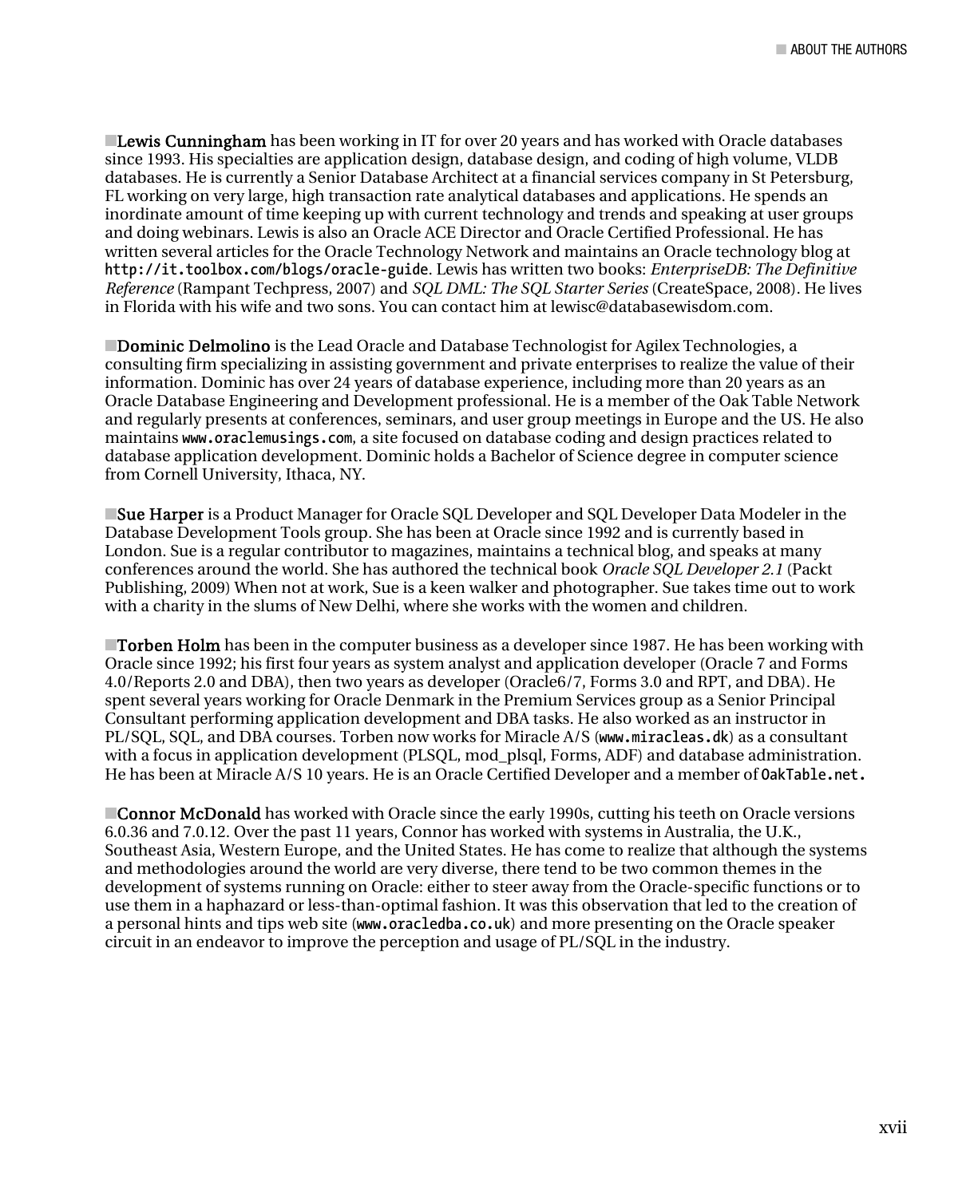■**Lewis Cunningham** has been working in IT for over 20 years and has worked with Oracle databases since 1993. His specialties are application design, database design, and coding of high volume, VLDB databases. He is currently a Senior Database Architect at a financial services company in St Petersburg, FL working on very large, high transaction rate analytical databases and applications. He spends an inordinate amount of time keeping up with current technology and trends and speaking at user groups and doing webinars. Lewis is also an Oracle ACE Director and Oracle Certified Professional. He has written several articles for the Oracle Technology Network and maintains an Oracle technology blog at `http://it.toolbox.com/blogs/oracle-guide`. Lewis has written two books: *EnterpriseDB: The Definitive Reference* (Rampant Techpress, 2007) and *SQL DML: The SQL Starter Series* (CreateSpace, 2008). He lives in Florida with his wife and two sons. You can contact him at lewisc@databasewisdom.com.

■**Dominic Delmolino** is the Lead Oracle and Database Technologist for Agilex Technologies, a consulting firm specializing in assisting government and private enterprises to realize the value of their information. Dominic has over 24 years of database experience, including more than 20 years as an Oracle Database Engineering and Development professional. He is a member of the Oak Table Network and regularly presents at conferences, seminars, and user group meetings in Europe and the US. He also maintains `www.oraclemusings.com`, a site focused on database coding and design practices related to database application development. Dominic holds a Bachelor of Science degree in computer science from Cornell University, Ithaca, NY.

■**Sue Harper** is a Product Manager for Oracle SQL Developer and SQL Developer Data Modeler in the Database Development Tools group. She has been at Oracle since 1992 and is currently based in London. Sue is a regular contributor to magazines, maintains a technical blog, and speaks at many conferences around the world. She has authored the technical book *Oracle SQL Developer 2.1* (Packt Publishing, 2009) When not at work, Sue is a keen walker and photographer. Sue takes time out to work with a charity in the slums of New Delhi, where she works with the women and children.

■**Torben Holm** has been in the computer business as a developer since 1987. He has been working with Oracle since 1992; his first four years as system analyst and application developer (Oracle 7 and Forms 4.0/Reports 2.0 and DBA), then two years as developer (Oracle6/7, Forms 3.0 and RPT, and DBA). He spent several years working for Oracle Denmark in the Premium Services group as a Senior Principal Consultant performing application development and DBA tasks. He also worked as an instructor in PL/SQL, SQL, and DBA courses. Torben now works for Miracle A/S (`www.miracleas.dk`) as a consultant with a focus in application development (PLSQL, mod_plsql, Forms, ADF) and database administration. He has been at Miracle A/S 10 years. He is an Oracle Certified Developer and a member of `OakTable.net.`

■**Connor McDonald** has worked with Oracle since the early 1990s, cutting his teeth on Oracle versions 6.0.36 and 7.0.12. Over the past 11 years, Connor has worked with systems in Australia, the U.K., Southeast Asia, Western Europe, and the United States. He has come to realize that although the systems and methodologies around the world are very diverse, there tend to be two common themes in the development of systems running on Oracle: either to steer away from the Oracle-specific functions or to use them in a haphazard or less-than-optimal fashion. It was this observation that led to the creation of a personal hints and tips web site (`www.oracledba.co.uk`) and more presenting on the Oracle speaker circuit in an endeavor to improve the perception and usage of PL/SQL in the industry.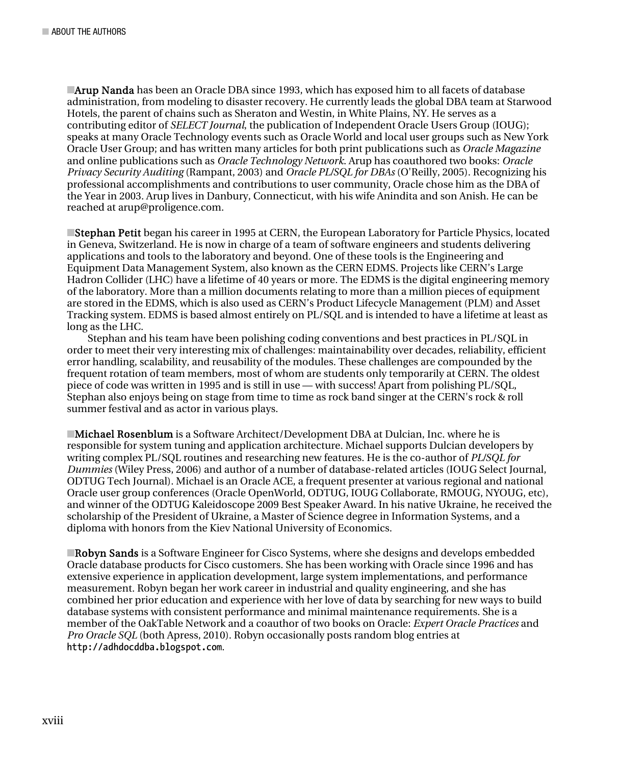■**Arup Nanda** has been an Oracle DBA since 1993, which has exposed him to all facets of database administration, from modeling to disaster recovery. He currently leads the global DBA team at Starwood Hotels, the parent of chains such as Sheraton and Westin, in White Plains, NY. He serves as a contributing editor of *SELECT Journal*, the publication of Independent Oracle Users Group (IOUG); speaks at many Oracle Technology events such as Oracle World and local user groups such as New York Oracle User Group; and has written many articles for both print publications such as *Oracle Magazine* and online publications such as *Oracle Technology Network*. Arup has coauthored two books: *Oracle Privacy Security Auditing* (Rampant, 2003) and *Oracle PL/SQL for DBAs* (O'Reilly, 2005). Recognizing his professional accomplishments and contributions to user community, Oracle chose him as the DBA of the Year in 2003. Arup lives in Danbury, Connecticut, with his wife Anindita and son Anish. He can be reached at arup@proligence.com.

■**Stephan Petit** began his career in 1995 at CERN, the European Laboratory for Particle Physics, located in Geneva, Switzerland. He is now in charge of a team of software engineers and students delivering applications and tools to the laboratory and beyond. One of these tools is the Engineering and Equipment Data Management System, also known as the CERN EDMS. Projects like CERN's Large Hadron Collider (LHC) have a lifetime of 40 years or more. The EDMS is the digital engineering memory of the laboratory. More than a million documents relating to more than a million pieces of equipment are stored in the EDMS, which is also used as CERN's Product Lifecycle Management (PLM) and Asset Tracking system. EDMS is based almost entirely on PL/SQL and is intended to have a lifetime at least as long as the LHC.

Stephan and his team have been polishing coding conventions and best practices in PL/SQL in order to meet their very interesting mix of challenges: maintainability over decades, reliability, efficient error handling, scalability, and reusability of the modules. These challenges are compounded by the frequent rotation of team members, most of whom are students only temporarily at CERN. The oldest piece of code was written in 1995 and is still in use — with success! Apart from polishing PL/SQL, Stephan also enjoys being on stage from time to time as rock band singer at the CERN's rock & roll summer festival and as actor in various plays.

■**Michael Rosenblum** is a Software Architect/Development DBA at Dulcian, Inc. where he is responsible for system tuning and application architecture. Michael supports Dulcian developers by writing complex PL/SQL routines and researching new features. He is the co-author of *PL/SQL for Dummies* (Wiley Press, 2006) and author of a number of database-related articles (IOUG Select Journal, ODTUG Tech Journal). Michael is an Oracle ACE, a frequent presenter at various regional and national Oracle user group conferences (Oracle OpenWorld, ODTUG, IOUG Collaborate, RMOUG, NYOUG, etc), and winner of the ODTUG Kaleidoscope 2009 Best Speaker Award. In his native Ukraine, he received the scholarship of the President of Ukraine, a Master of Science degree in Information Systems, and a diploma with honors from the Kiev National University of Economics.

■**Robyn Sands** is a Software Engineer for Cisco Systems, where she designs and develops embedded Oracle database products for Cisco customers. She has been working with Oracle since 1996 and has extensive experience in application development, large system implementations, and performance measurement. Robyn began her work career in industrial and quality engineering, and she has combined her prior education and experience with her love of data by searching for new ways to build database systems with consistent performance and minimal maintenance requirements. She is a member of the OakTable Network and a coauthor of two books on Oracle: *Expert Oracle Practices* and *Pro Oracle SQL* (both Apress, 2010). Robyn occasionally posts random blog entries at `http://adhdocddba.blogspot.com`.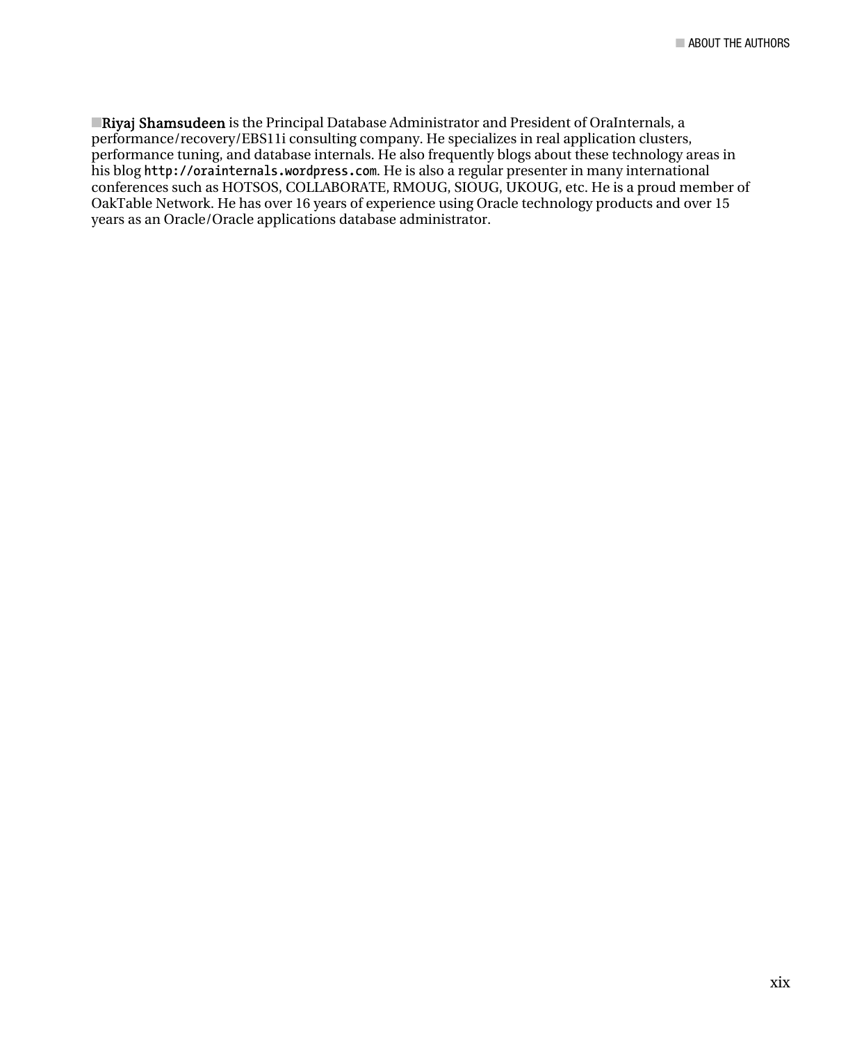**Riyaj Shamsudeen** is the Principal Database Administrator and President of OraInternals, a performance/recovery/EBS11i consulting company. He specializes in real application clusters, performance tuning, and database internals. He also frequently blogs about these technology areas in his blog `http://orainternals.wordpress.com`. He is also a regular presenter in many international conferences such as HOTSOS, COLLABORATE, RMOUG, SIOUG, UKOUG, etc. He is a proud member of OakTable Network. He has over 16 years of experience using Oracle technology products and over 15 years as an Oracle/Oracle applications database administrator.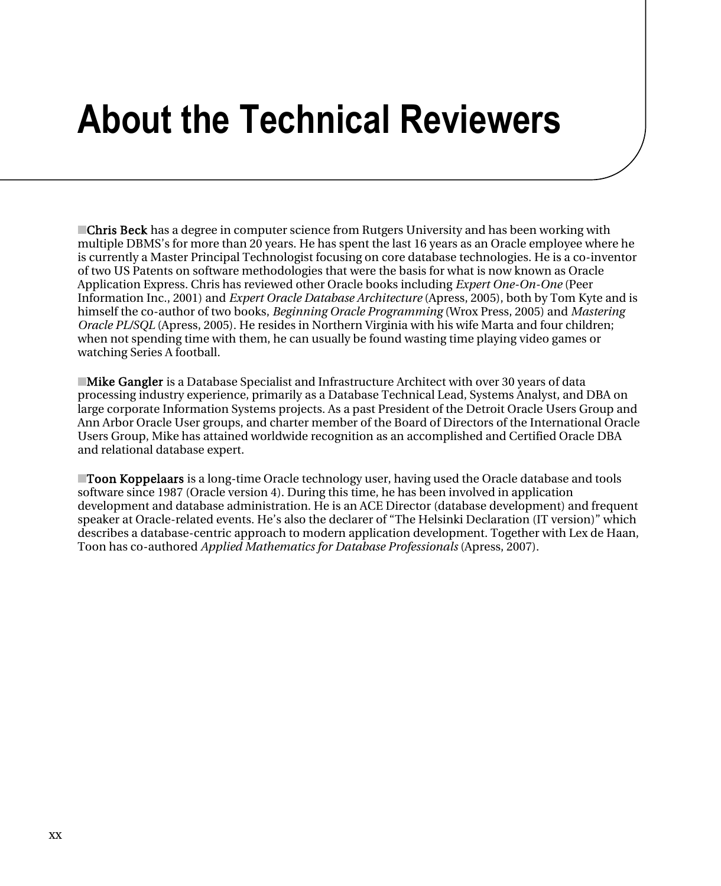# About the Technical Reviewers

■**Chris Beck** has a degree in computer science from Rutgers University and has been working with multiple DBMS's for more than 20 years. He has spent the last 16 years as an Oracle employee where he is currently a Master Principal Technologist focusing on core database technologies. He is a co-inventor of two US Patents on software methodologies that were the basis for what is now known as Oracle Application Express. Chris has reviewed other Oracle books including *Expert One-On-One* (Peer Information Inc., 2001) and *Expert Oracle Database Architecture* (Apress, 2005), both by Tom Kyte and is himself the co-author of two books, *Beginning Oracle Programming* (Wrox Press, 2005) and *Mastering Oracle PL/SQL* (Apress, 2005). He resides in Northern Virginia with his wife Marta and four children; when not spending time with them, he can usually be found wasting time playing video games or watching Series A football.

■**Mike Gangler** is a Database Specialist and Infrastructure Architect with over 30 years of data processing industry experience, primarily as a Database Technical Lead, Systems Analyst, and DBA on large corporate Information Systems projects. As a past President of the Detroit Oracle Users Group and Ann Arbor Oracle User groups, and charter member of the Board of Directors of the International Oracle Users Group, Mike has attained worldwide recognition as an accomplished and Certified Oracle DBA and relational database expert.

■**Toon Koppelaars** is a long-time Oracle technology user, having used the Oracle database and tools software since 1987 (Oracle version 4). During this time, he has been involved in application development and database administration. He is an ACE Director (database development) and frequent speaker at Oracle-related events. He's also the declarer of "The Helsinki Declaration (IT version)" which describes a database-centric approach to modern application development. Together with Lex de Haan, Toon has co-authored *Applied Mathematics for Database Professionals* (Apress, 2007).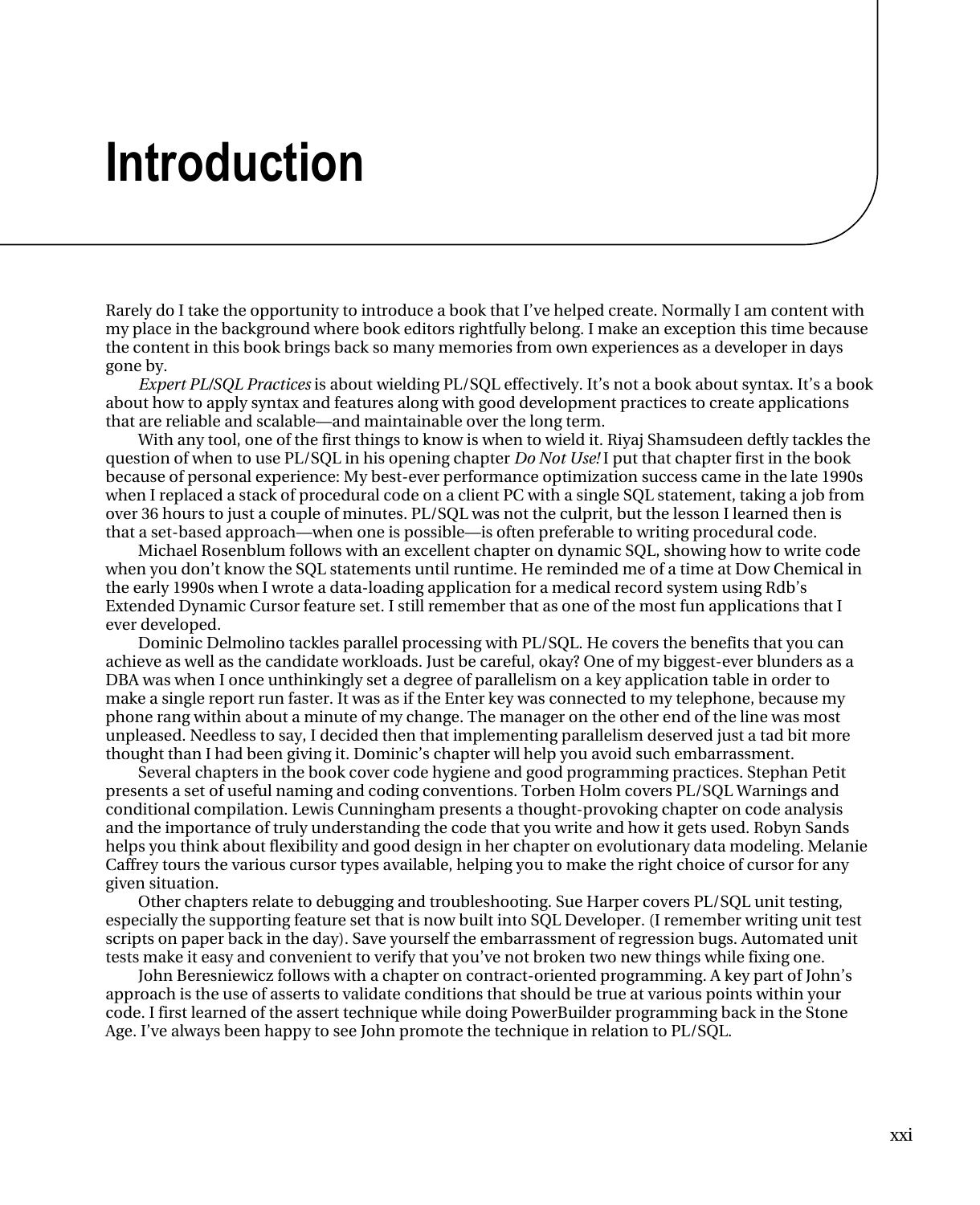# Introduction

Rarely do I take the opportunity to introduce a book that I've helped create. Normally I am content with my place in the background where book editors rightfully belong. I make an exception this time because the content in this book brings back so many memories from own experiences as a developer in days gone by.

*Expert PL/SQL Practices* is about wielding PL/SQL effectively. It's not a book about syntax. It's a book about how to apply syntax and features along with good development practices to create applications that are reliable and scalable—and maintainable over the long term.

With any tool, one of the first things to know is when to wield it. Riyaj Shamsudeen deftly tackles the question of when to use PL/SQL in his opening chapter *Do Not Use!* I put that chapter first in the book because of personal experience: My best-ever performance optimization success came in the late 1990s when I replaced a stack of procedural code on a client PC with a single SQL statement, taking a job from over 36 hours to just a couple of minutes. PL/SQL was not the culprit, but the lesson I learned then is that a set-based approach—when one is possible—is often preferable to writing procedural code.

Michael Rosenblum follows with an excellent chapter on dynamic SQL, showing how to write code when you don't know the SQL statements until runtime. He reminded me of a time at Dow Chemical in the early 1990s when I wrote a data-loading application for a medical record system using Rdb's Extended Dynamic Cursor feature set. I still remember that as one of the most fun applications that I ever developed.

Dominic Delmolino tackles parallel processing with PL/SQL. He covers the benefits that you can achieve as well as the candidate workloads. Just be careful, okay? One of my biggest-ever blunders as a DBA was when I once unthinkingly set a degree of parallelism on a key application table in order to make a single report run faster. It was as if the Enter key was connected to my telephone, because my phone rang within about a minute of my change. The manager on the other end of the line was most unpleased. Needless to say, I decided then that implementing parallelism deserved just a tad bit more thought than I had been giving it. Dominic's chapter will help you avoid such embarrassment.

Several chapters in the book cover code hygiene and good programming practices. Stephan Petit presents a set of useful naming and coding conventions. Torben Holm covers PL/SQL Warnings and conditional compilation. Lewis Cunningham presents a thought-provoking chapter on code analysis and the importance of truly understanding the code that you write and how it gets used. Robyn Sands helps you think about flexibility and good design in her chapter on evolutionary data modeling. Melanie Caffrey tours the various cursor types available, helping you to make the right choice of cursor for any given situation.

Other chapters relate to debugging and troubleshooting. Sue Harper covers PL/SQL unit testing, especially the supporting feature set that is now built into SQL Developer. (I remember writing unit test scripts on paper back in the day). Save yourself the embarrassment of regression bugs. Automated unit tests make it easy and convenient to verify that you've not broken two new things while fixing one.

John Beresniewicz follows with a chapter on contract-oriented programming. A key part of John's approach is the use of asserts to validate conditions that should be true at various points within your code. I first learned of the assert technique while doing PowerBuilder programming back in the Stone Age. I've always been happy to see John promote the technique in relation to PL/SQL.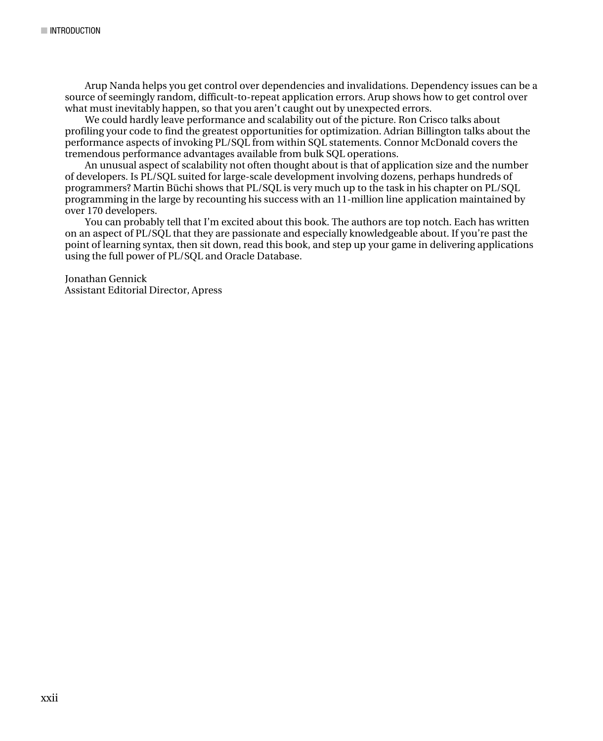Arup Nanda helps you get control over dependencies and invalidations. Dependency issues can be a source of seemingly random, difficult-to-repeat application errors. Arup shows how to get control over what must inevitably happen, so that you aren't caught out by unexpected errors.

We could hardly leave performance and scalability out of the picture. Ron Crisco talks about profiling your code to find the greatest opportunities for optimization. Adrian Billington talks about the performance aspects of invoking PL/SQL from within SQL statements. Connor McDonald covers the tremendous performance advantages available from bulk SQL operations.

An unusual aspect of scalability not often thought about is that of application size and the number of developers. Is PL/SQL suited for large-scale development involving dozens, perhaps hundreds of programmers? Martin Büchi shows that PL/SQL is very much up to the task in his chapter on PL/SQL programming in the large by recounting his success with an 11-million line application maintained by over 170 developers.

You can probably tell that I'm excited about this book. The authors are top notch. Each has written on an aspect of PL/SQL that they are passionate and especially knowledgeable about. If you're past the point of learning syntax, then sit down, read this book, and step up your game in delivering applications using the full power of PL/SQL and Oracle Database.

Jonathan Gennick
Assistant Editorial Director, Apress